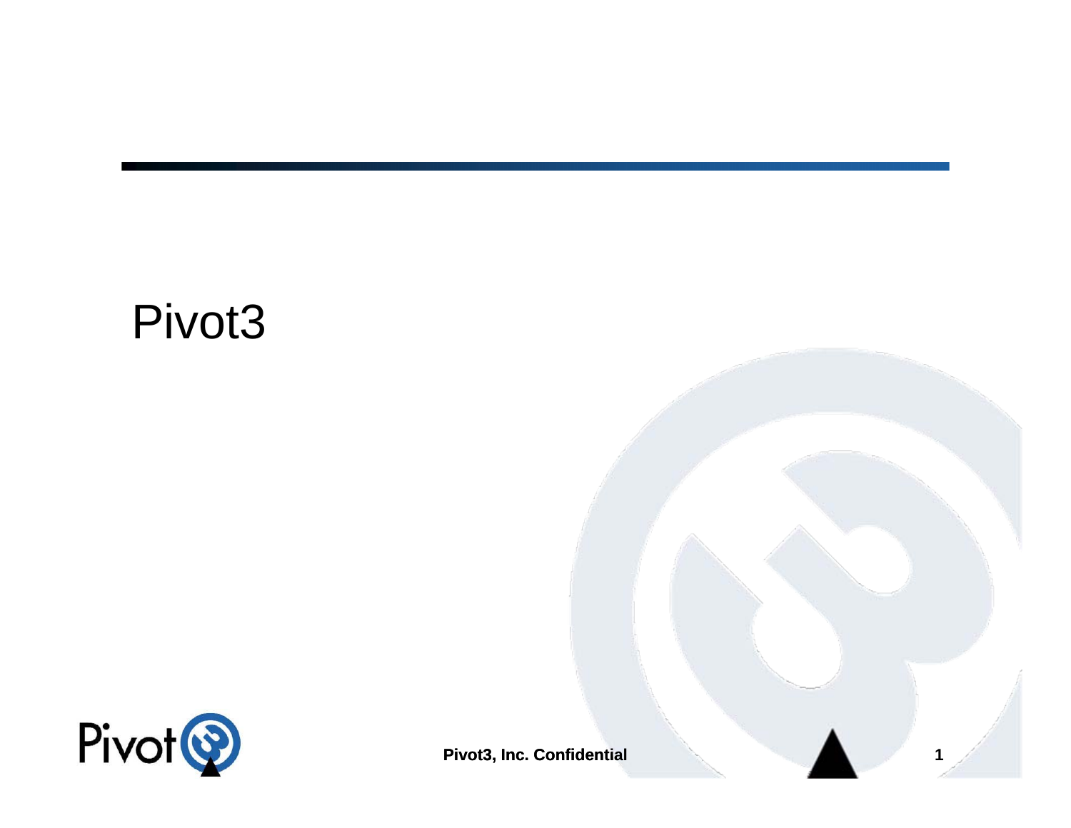# Pivot3

Pivot3, Inc. Confidential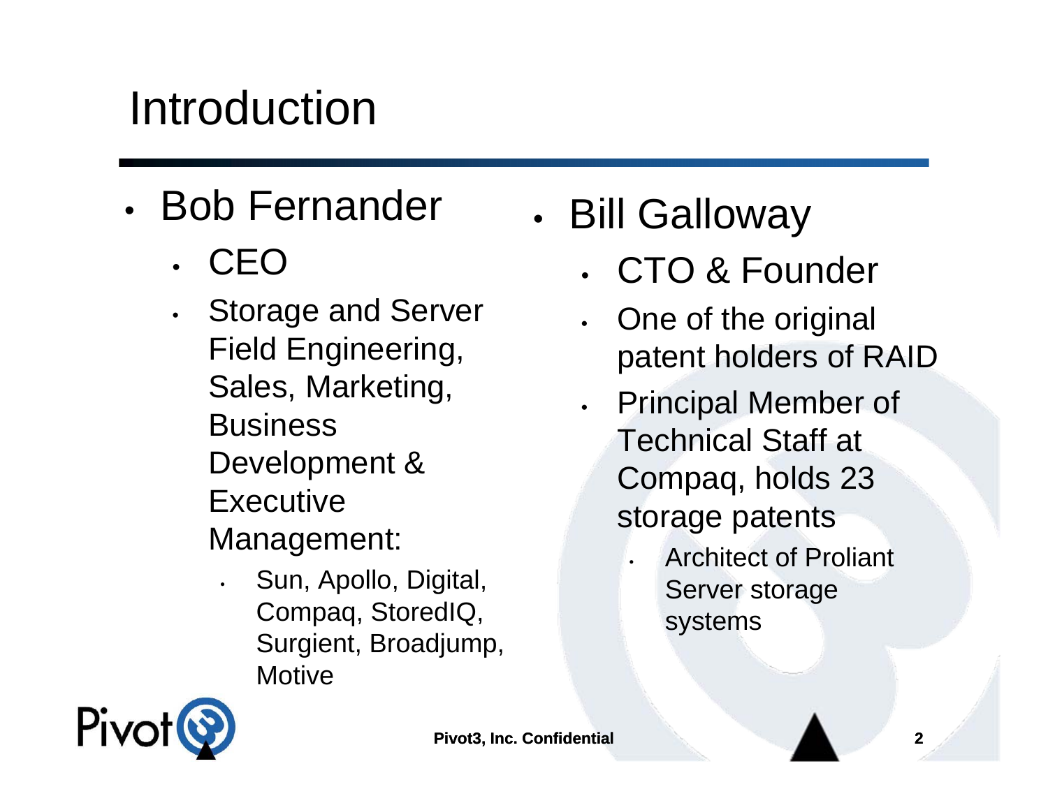# Introduction

- Bob Fernander
  - CEO
  - Storage and Server Field Engineering, Sales, Marketing, Business Development & Executive Management:
    - Sun, Apollo, Digital, Compaq, StoredIQ, Surgient, Broadjump, Motive

- Bill Galloway
  - CTO & Founder
  - One of the original patent holders of RAID
  - Principal Member of Technical Staff at Compaq, holds 23 storage patents
    - Architect of Proliant Server storage systems

Pivot3, Inc. Confidential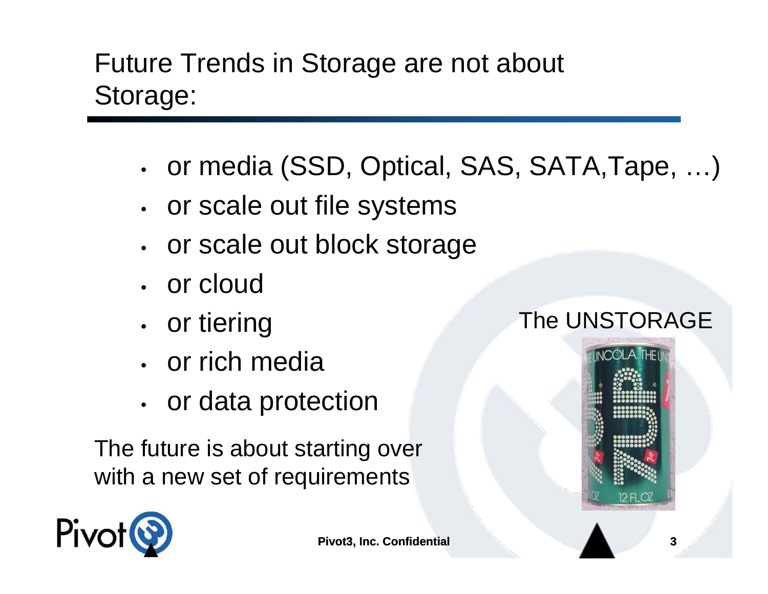# Future Trends in Storage are not about Storage:

- or media (SSD, Optical, SAS, SATA,Tape, …)
- or scale out file systems
- or scale out block storage
- or cloud
- or tiering
- or rich media
- or data protection

The future is about starting over with a new set of requirements

The UNSTORAGE

Pivot3, Inc. Confidential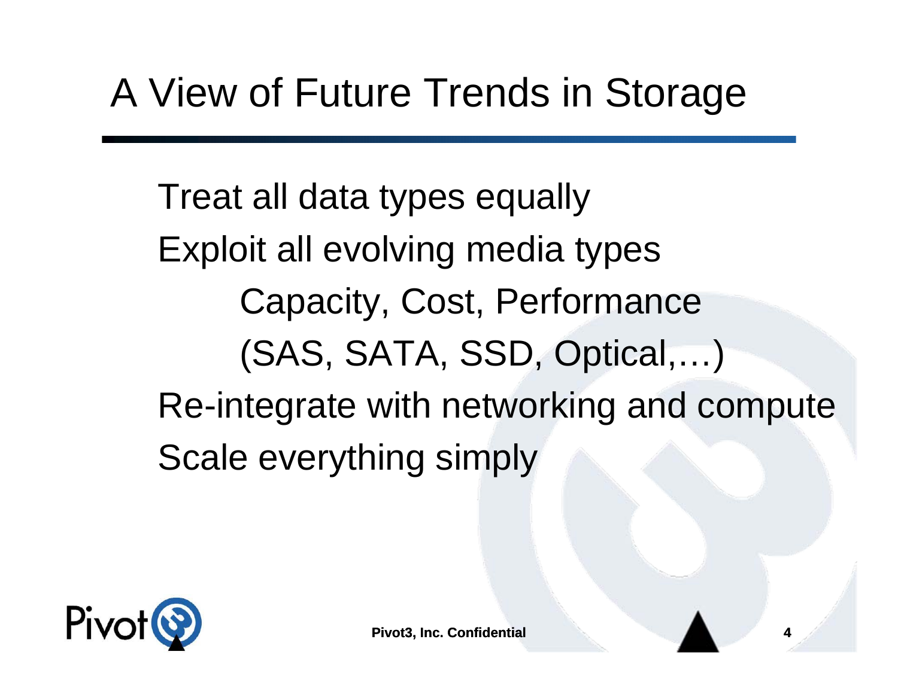# A View of Future Trends in Storage

- Treat all data types equally
- Exploit all evolving media types
  - Capacity, Cost, Performance
  - (SAS, SATA, SSD, Optical,…)
- Re-integrate with networking and compute
- Scale everything simply

Pivot3, Inc. Confidential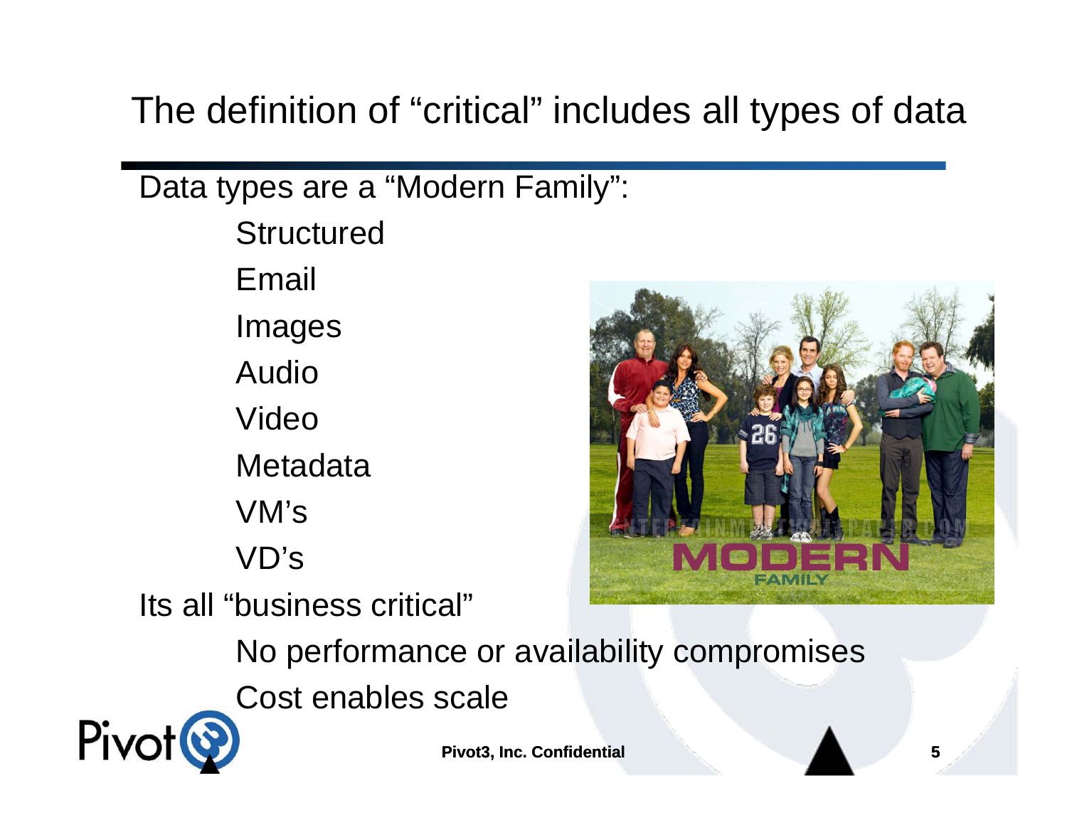# The definition of "critical" includes all types of data

Data types are a "Modern Family":

- Structured
- Email
- Images
- Audio
- Video
- Metadata
- VM's
- VD's

Its all "business critical"

- No performance or availability compromises
- Cost enables scale

Pivot3, Inc. Confidential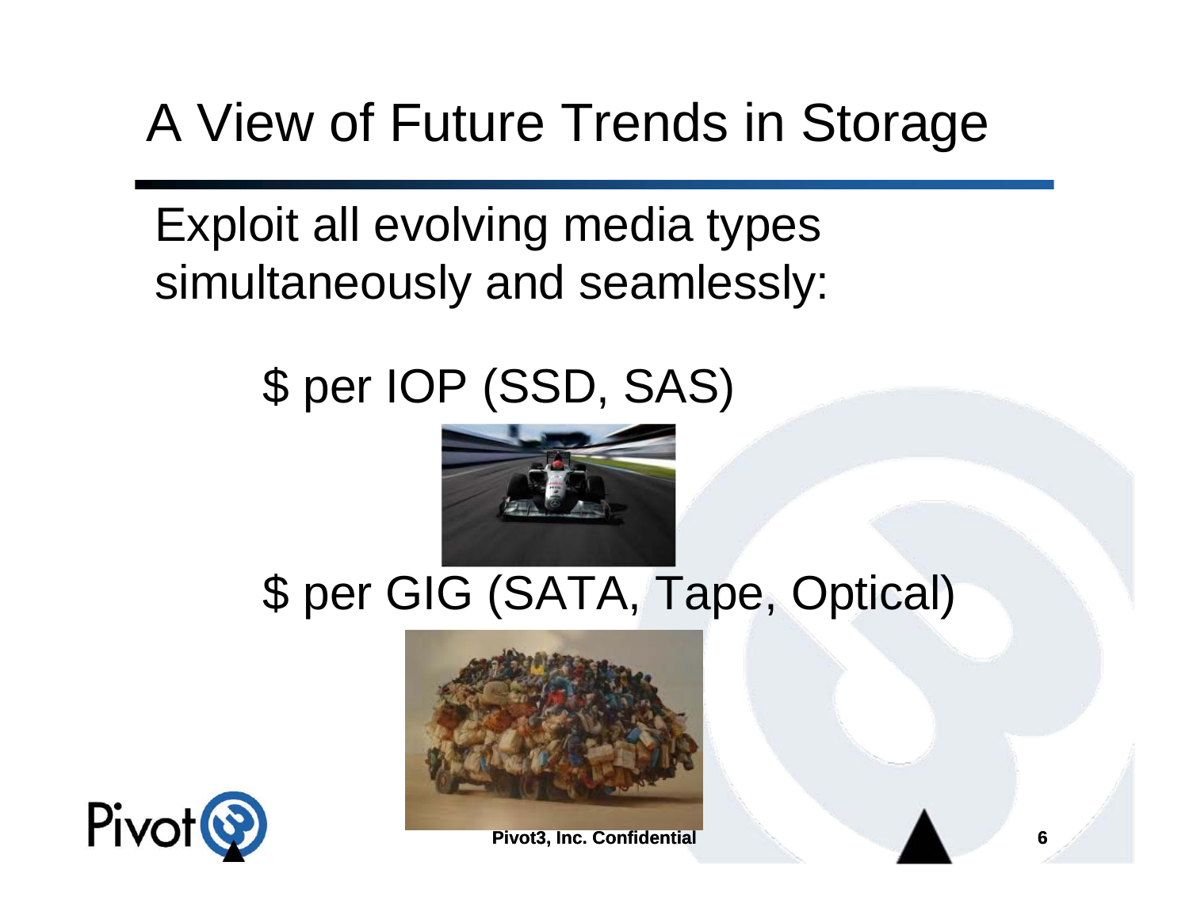# A View of Future Trends in Storage

Exploit all evolving media types simultaneously and seamlessly:

$ per IOP (SSD, SAS)

$ per GIG (SATA, Tape, Optical)

Pivot3, Inc. Confidential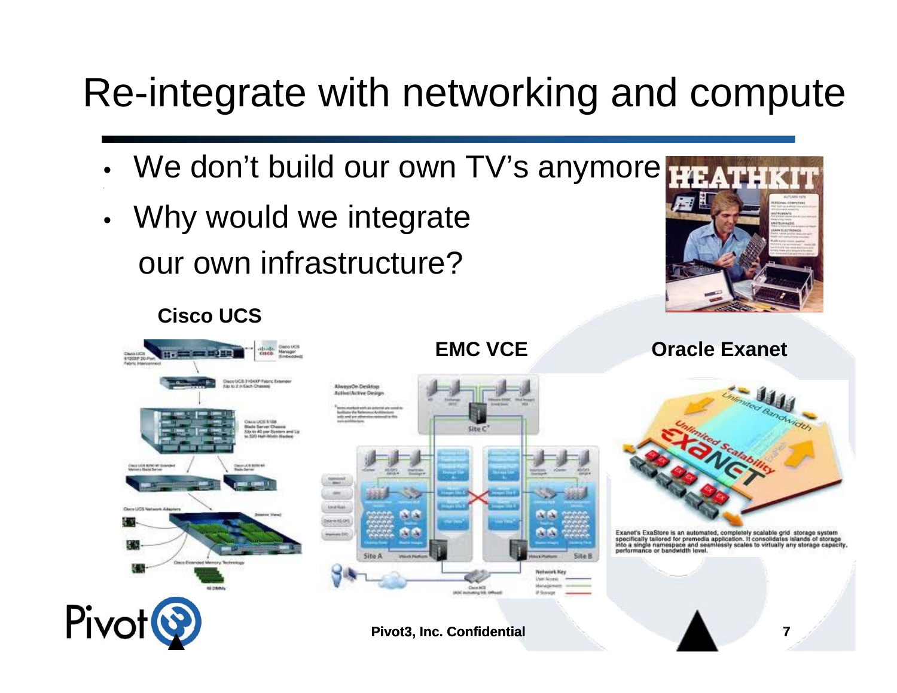# Re-integrate with networking and compute

- We don't build our own TV's anymore
- Why would we integrate our own infrastructure?

**Cisco UCS**

**EMC VCE**

**Oracle Exanet**

Exanet's ExaStore is an automated, completely scalable grid storage system specifically tailored for premedia application. It consolidates islands of storage into a single namespace and seamlessly scales to virtually any storage capacity, performance or bandwidth level.

**Pivot3, Inc. Confidential**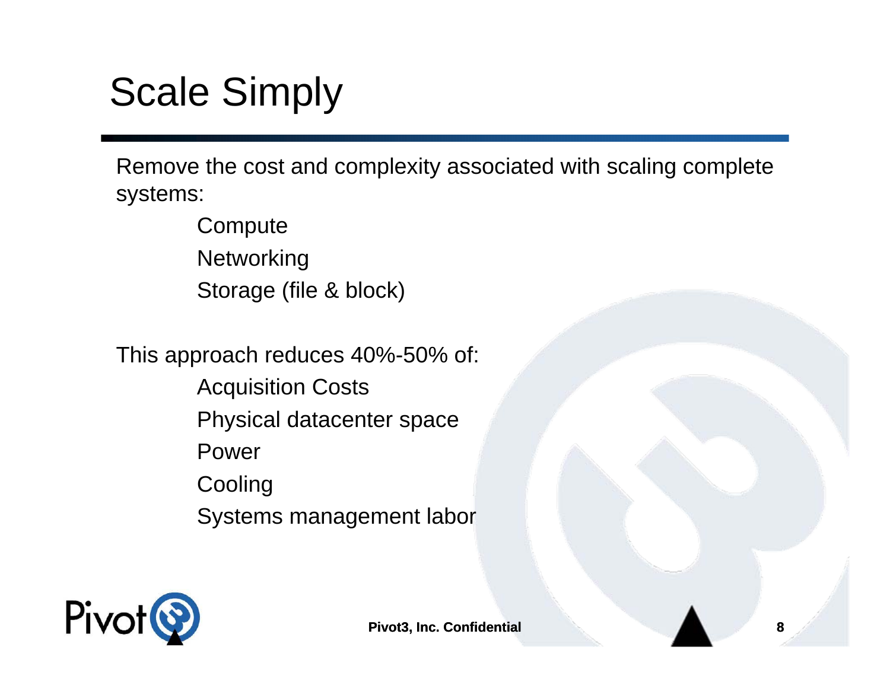# Scale Simply

Remove the cost and complexity associated with scaling complete systems:

- Compute
- Networking
- Storage (file & block)

This approach reduces 40%-50% of:

- Acquisition Costs
- Physical datacenter space
- Power
- Cooling
- Systems management labor

Pivot3, Inc. Confidential